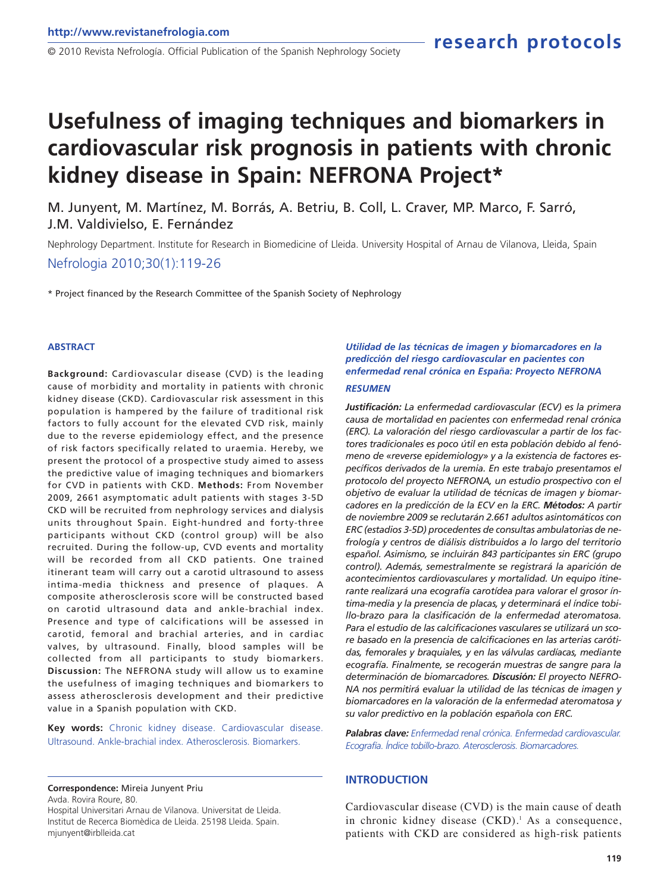research protocols

# Usefulness of imaging techniques and biomarkers in cardiovascular risk prognosis in patients with chronic kidney disease in Spain: NEFRONA Project*

M. Junyent, M. Martínez, M. Borrás, A. Betriu, B. Coll, L. Craver, MP. Marco, F. Sarró, J.M. Valdivielso, E. Fernández

Nephrology Department. Institute for Research in Biomedicine of Lleida. University Hospital of Arnau de Vilanova, Lleida, Spain

Nefrologia 2010;30(1):119-26

\* Project financed by the Research Committee of the Spanish Society of Nephrology

## ABSTRACT

**Background:** Cardiovascular disease (CVD) is the leading cause of morbidity and mortality in patients with chronic kidney disease (CKD). Cardiovascular risk assessment in this population is hampered by the failure of traditional risk factors to fully account for the elevated CVD risk, mainly due to the reverse epidemiology effect, and the presence of risk factors specifically related to uraemia. Hereby, we present the protocol of a prospective study aimed to assess the predictive value of imaging techniques and biomarkers for CVD in patients with CKD. **Methods:** From November 2009, 2661 asymptomatic adult patients with stages 3-5D CKD will be recruited from nephrology services and dialysis units throughout Spain. Eight-hundred and forty-three participants without CKD (control group) will be also recruited. During the follow-up, CVD events and mortality will be recorded from all CKD patients. One trained itinerant team will carry out a carotid ultrasound to assess intima-media thickness and presence of plaques. A composite atherosclerosis score will be constructed based on carotid ultrasound data and ankle-brachial index. Presence and type of calcifications will be assessed in carotid, femoral and brachial arteries, and in cardiac valves, by ultrasound. Finally, blood samples will be collected from all participants to study biomarkers. **Discussion:** The NEFRONA study will allow us to examine the usefulness of imaging techniques and biomarkers to assess atherosclerosis development and their predictive value in a Spanish population with CKD.

**Key words:** Chronic kidney disease. Cardiovascular disease. Ultrasound. Ankle-brachial index. Atherosclerosis. Biomarkers.

### *Utilidad de las técnicas de imagen y biomarcadores en la predicción del riesgo cardiovascular en pacientes con enfermedad renal crónica en España: Proyecto NEFRONA*

### *RESUMEN*

***Justificación:*** *La enfermedad cardiovascular (ECV) es la primera causa de mortalidad en pacientes con enfermedad renal crónica (ERC). La valoración del riesgo cardiovascular a partir de los factores tradicionales es poco útil en esta población debido al fenómeno de «reverse epidemiology» y a la existencia de factores específicos derivados de la uremia. En este trabajo presentamos el protocolo del proyecto NEFRONA, un estudio prospectivo con el objetivo de evaluar la utilidad de técnicas de imagen y biomarcadores en la predicción de la ECV en la ERC.* ***Métodos:*** *A partir de noviembre 2009 se reclutarán 2.661 adultos asintomáticos con ERC (estadios 3-5D) procedentes de consultas ambulatorias de nefrología y centros de diálisis distribuidos a lo largo del territorio español. Asimismo, se incluirán 843 participantes sin ERC (grupo control). Además, semestralmente se registrará la aparición de acontecimientos cardiovasculares y mortalidad. Un equipo itinerante realizará una ecografía carotídea para valorar el grosor íntima-media y la presencia de placas, y determinará el índice tobillo-brazo para la clasificación de la enfermedad ateromatosa. Para el estudio de las calcificaciones vasculares se utilizará un score basado en la presencia de calcificaciones en las arterias carótidas, femorales y braquiales, y en las válvulas cardíacas, mediante ecografía. Finalmente, se recogerán muestras de sangre para la determinación de biomarcadores.* ***Discusión:*** *El proyecto NEFRONA nos permitirá evaluar la utilidad de las técnicas de imagen y biomarcadores en la valoración de la enfermedad ateromatosa y su valor predictivo en la población española con ERC.*

***Palabras clave:*** *Enfermedad renal crónica. Enfermedad cardiovascular. Ecografía. Índice tobillo-brazo. Aterosclerosis. Biomarcadores.*

**Correspondence:** Mireia Junyent Priu
Avda. Rovira Roure, 80.
Hospital Universitari Arnau de Vilanova. Universitat de Lleida.
Institut de Recerca Biomèdica de Lleida. 25198 Lleida. Spain.
mjunyent@irblleida.cat

## INTRODUCTION

Cardiovascular disease (CVD) is the main cause of death in chronic kidney disease (CKD).[1] As a consequence, patients with CKD are considered as high-risk patients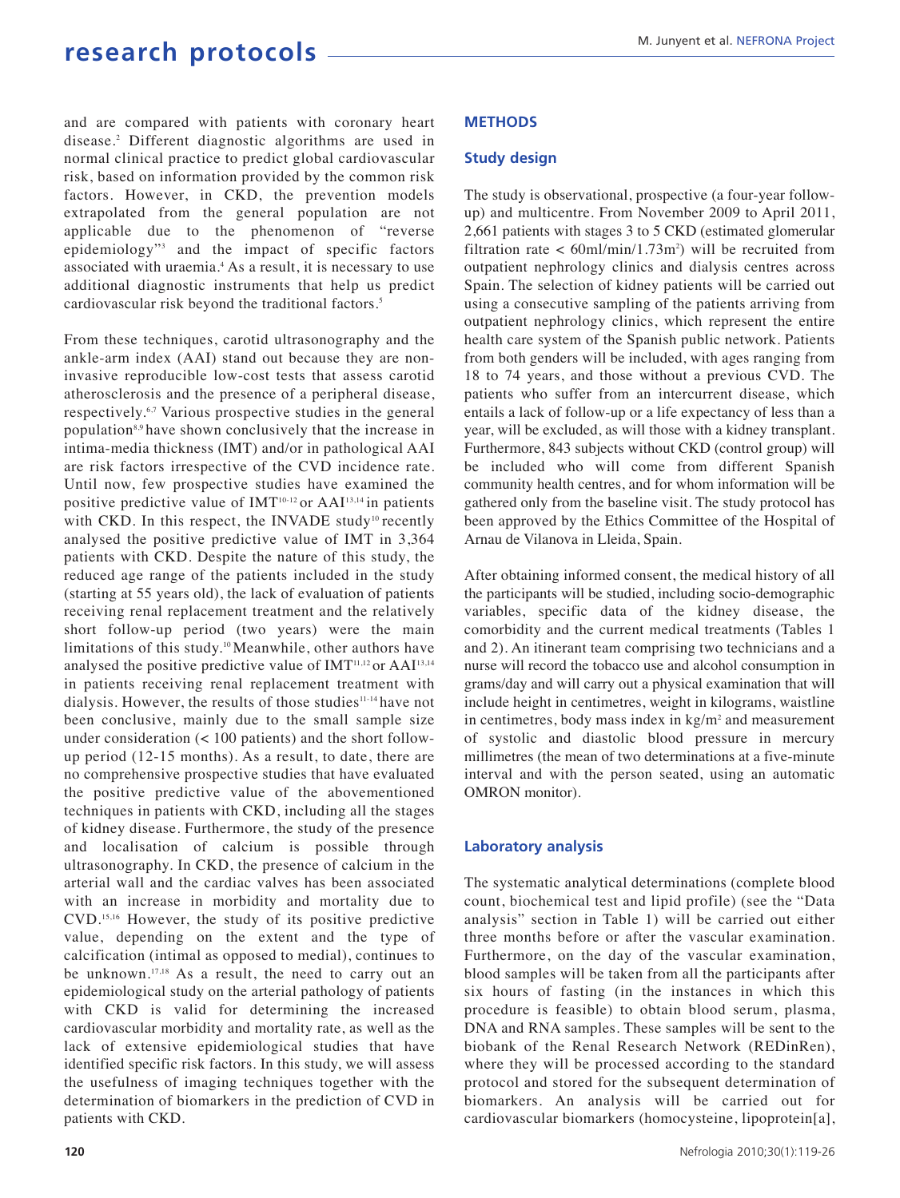and are compared with patients with coronary heart disease.[2] Different diagnostic algorithms are used in normal clinical practice to predict global cardiovascular risk, based on information provided by the common risk factors. However, in CKD, the prevention models extrapolated from the general population are not applicable due to the phenomenon of "reverse epidemiology"[3] and the impact of specific factors associated with uraemia.[4] As a result, it is necessary to use additional diagnostic instruments that help us predict cardiovascular risk beyond the traditional factors.[5]

From these techniques, carotid ultrasonography and the ankle-arm index (AAI) stand out because they are non-invasive reproducible low-cost tests that assess carotid atherosclerosis and the presence of a peripheral disease, respectively.[6,7] Various prospective studies in the general population[8,9] have shown conclusively that the increase in intima-media thickness (IMT) and/or in pathological AAI are risk factors irrespective of the CVD incidence rate. Until now, few prospective studies have examined the positive predictive value of IMT[10-12] or AAI[13,14] in patients with CKD. In this respect, the INVADE study[10] recently analysed the positive predictive value of IMT in 3,364 patients with CKD. Despite the nature of this study, the reduced age range of the patients included in the study (starting at 55 years old), the lack of evaluation of patients receiving renal replacement treatment and the relatively short follow-up period (two years) were the main limitations of this study.[10] Meanwhile, other authors have analysed the positive predictive value of IMT[11,12] or AAI[13,14] in patients receiving renal replacement treatment with dialysis. However, the results of those studies[11-14] have not been conclusive, mainly due to the small sample size under consideration (< 100 patients) and the short follow-up period (12-15 months). As a result, to date, there are no comprehensive prospective studies that have evaluated the positive predictive value of the abovementioned techniques in patients with CKD, including all the stages of kidney disease. Furthermore, the study of the presence and localisation of calcium is possible through ultrasonography. In CKD, the presence of calcium in the arterial wall and the cardiac valves has been associated with an increase in morbidity and mortality due to CVD.[15,16] However, the study of its positive predictive value, depending on the extent and the type of calcification (intimal as opposed to medial), continues to be unknown.[17,18] As a result, the need to carry out an epidemiological study on the arterial pathology of patients with CKD is valid for determining the increased cardiovascular morbidity and mortality rate, as well as the lack of extensive epidemiological studies that have identified specific risk factors. In this study, we will assess the usefulness of imaging techniques together with the determination of biomarkers in the prediction of CVD in patients with CKD.

## METHODS

### Study design

The study is observational, prospective (a four-year follow-up) and multicentre. From November 2009 to April 2011, 2,661 patients with stages 3 to 5 CKD (estimated glomerular filtration rate < 60ml/min/1.73m$^2$) will be recruited from outpatient nephrology clinics and dialysis centres across Spain. The selection of kidney patients will be carried out using a consecutive sampling of the patients arriving from outpatient nephrology clinics, which represent the entire health care system of the Spanish public network. Patients from both genders will be included, with ages ranging from 18 to 74 years, and those without a previous CVD. The patients who suffer from an intercurrent disease, which entails a lack of follow-up or a life expectancy of less than a year, will be excluded, as will those with a kidney transplant. Furthermore, 843 subjects without CKD (control group) will be included who will come from different Spanish community health centres, and for whom information will be gathered only from the baseline visit. The study protocol has been approved by the Ethics Committee of the Hospital of Arnau de Vilanova in Lleida, Spain.

After obtaining informed consent, the medical history of all the participants will be studied, including socio-demographic variables, specific data of the kidney disease, the comorbidity and the current medical treatments (Tables 1 and 2). An itinerant team comprising two technicians and a nurse will record the tobacco use and alcohol consumption in grams/day and will carry out a physical examination that will include height in centimetres, weight in kilograms, waistline in centimetres, body mass index in kg/m$^2$ and measurement of systolic and diastolic blood pressure in mercury millimetres (the mean of two determinations at a five-minute interval and with the person seated, using an automatic OMRON monitor).

### Laboratory analysis

The systematic analytical determinations (complete blood count, biochemical test and lipid profile) (see the "Data analysis" section in Table 1) will be carried out either three months before or after the vascular examination. Furthermore, on the day of the vascular examination, blood samples will be taken from all the participants after six hours of fasting (in the instances in which this procedure is feasible) to obtain blood serum, plasma, DNA and RNA samples. These samples will be sent to the biobank of the Renal Research Network (REDinRen), where they will be processed according to the standard protocol and stored for the subsequent determination of biomarkers. An analysis will be carried out for cardiovascular biomarkers (homocysteine, lipoprotein[a],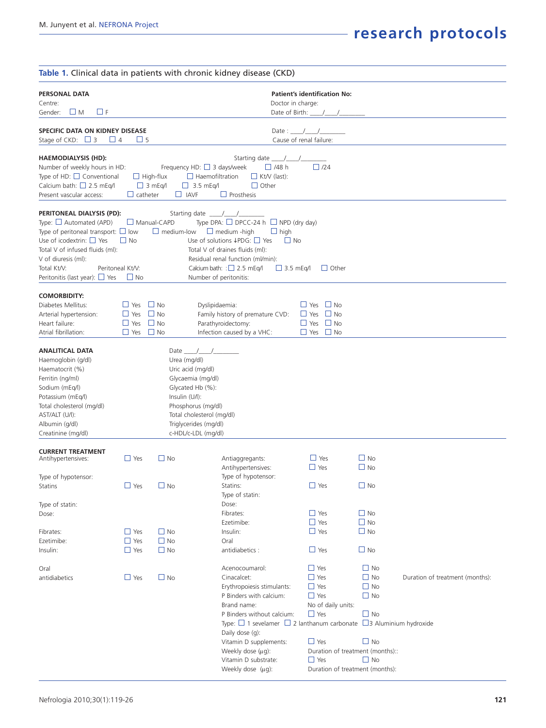**Table 1.** Clinical data in patients with chronic kidney disease (CKD)

**PERSONAL DATA**

Centre:

Gender: ☐ M ☐ F

**Patient's identification No:**

Doctor in charge:

Date of Birth: ____/____/________

**SPECIFIC DATA ON KIDNEY DISEASE**

Stage of CKD: ☐ 3 ☐ 4 ☐ 5

Date : ____/____/________

Cause of renal failure:

**HAEMODIALYSIS (HD):**

Starting date ____/____/________

Number of weekly hours in HD: Frequency HD: ☐ 3 days/week ☐ /48 h ☐ /24

Type of HD: ☐ Conventional ☐ High-flux ☐ Haemofiltration ☐ Kt/V (last):

Calcium bath: ☐ 2.5 mEq/l ☐ 3 mEq/l ☐ 3.5 mEq/l ☐ Other

Present vascular access: ☐ catheter ☐ IAVF ☐ Prosthesis

**PERITONEAL DIALYSIS (PD):**

Starting date ____/____/________

Type: ☐ Automated (APD) ☐ Manual-CAPD Type DPA: ☐ DPCC-24 h ☐ NPD (dry day)

Type of peritoneal transport: ☐ low ☐ medium-low ☐ medium -high ☐ high

Use of icodextrin: ☐ Yes ☐ No Use of solutions ↓PDG: ☐ Yes ☐ No

Total V of infused fluids (ml): Total V of draines fluids (ml):

V of diuresis (ml): Residual renal function (ml/min):

Total Kt/V: Peritoneal Kt/V: Calcium bath: ☐ 2.5 mEq/l ☐ 3.5 mEq/l ☐ Other

Peritonitis (last year): ☐ Yes ☐ No Number of peritonitis:

**COMORBIDITY:**

| | | | | | |
|---|---|---|---|---|---|
| Diabetes Mellitus: | ☐ Yes | ☐ No | Dyslipidaemia: | ☐ Yes | ☐ No |
| Arterial hypertension: | ☐ Yes | ☐ No | Family history of premature CVD: | ☐ Yes | ☐ No |
| Heart failure: | ☐ Yes | ☐ No | Parathyroidectomy: | ☐ Yes | ☐ No |
| Atrial fibrillation: | ☐ Yes | ☐ No | Infection caused by a VHC: | ☐ Yes | ☐ No |

**ANALITICAL DATA**

Date ____/____/________

| | |
|---|---|
| Haemoglobin (g/dl) | Urea (mg/dl) |
| Haematocrit (%) | Uric acid (mg/dl) |
| Ferritin (ng/ml) | Glycaemia (mg/dl) |
| Sodium (mEq/l) | Glycated Hb (%): |
| Potassium (mEq/l) | Insulin (U/l): |
| Total cholesterol (mg/dl) | Phosphorus (mg/dl) |
| AST/ALT (U/l): | Total cholesterol (mg/dl) |
| Albumin (g/dl) | Triglycerides (mg/dl) |
| Creatinine (mg/dl) | c-HDL/c-LDL (mg/dl) |

**CURRENT TREATMENT**

Antihypertensives: ☐ Yes ☐ No

Type of hypotensor:

Statins ☐ Yes ☐ No

Type of statin:

Dose:

Fibrates: ☐ Yes ☐ No

Ezetimibe: ☐ Yes ☐ No

Insulin: ☐ Yes ☐ No

Oral antidiabetics ☐ Yes ☐ No

Antiaggregants: ☐ Yes ☐ No

Antihypertensives: ☐ Yes ☐ No

Type of hypotensor:

Statins: ☐ Yes ☐ No

Type of statin:

Dose:

Fibrates: ☐ Yes ☐ No

Ezetimibe: ☐ Yes ☐ No

Insulin: ☐ Yes ☐ No

Oral antidiabetics : ☐ Yes ☐ No

Acenocoumarol: ☐ Yes ☐ No

Cinacalcet: ☐ Yes ☐ No Duration of treatment (months):

Erythropoiesis stimulants: ☐ Yes ☐ No

P Binders with calcium: ☐ Yes ☐ No

Brand name: No of daily units:

P Binders without calcium: ☐ Yes ☐ No

Type: ☐ 1 sevelamer ☐ 2 lanthanum carbonate ☐ 3 Aluminium hydroxide

Daily dose (g):

Vitamin D supplements: ☐ Yes ☐ No

Weekly dose (μg): Duration of treatment (months)::

Vitamin D substrate: ☐ Yes ☐ No

Weekly dose (μg): Duration of treatment (months):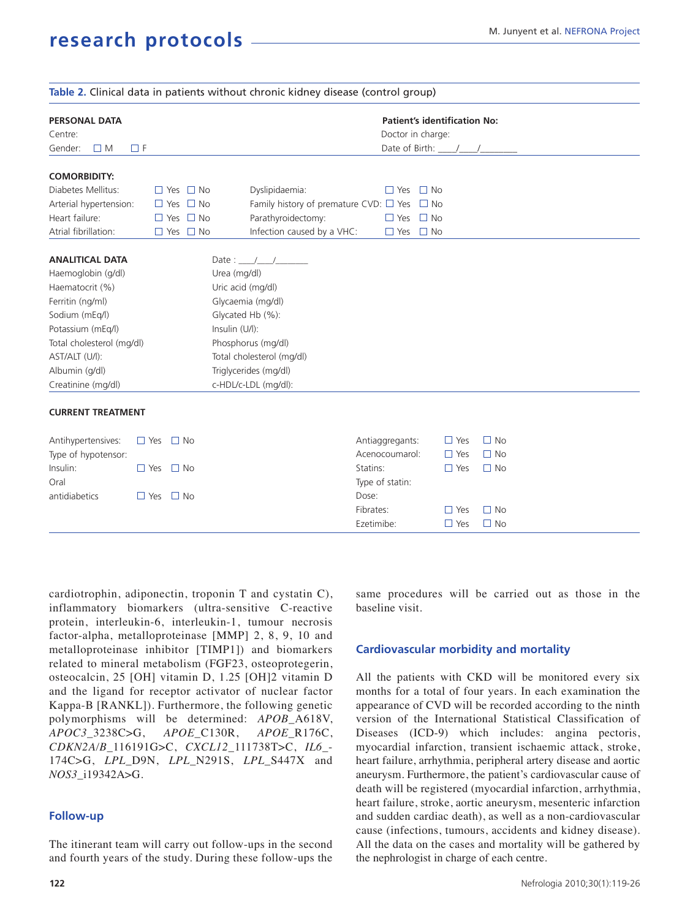**Table 2.** Clinical data in patients without chronic kidney disease (control group)

| | | | |
|---|---|---|---|
| **PERSONAL DATA** | | **Patient's identification No:** | |
| Centre: | | Doctor in charge: | |
| Gender: ☐ M ☐ F | | Date of Birth: \_\_\_\_/\_\_\_\_/\_\_\_\_\_\_\_\_ | |
| **COMORBIDITY:** | | | |
| Diabetes Mellitus: | ☐ Yes ☐ No | Dyslipidaemia: | ☐ Yes ☐ No |
| Arterial hypertension: | ☐ Yes ☐ No | Family history of premature CVD: | ☐ Yes ☐ No |
| Heart failure: | ☐ Yes ☐ No | Parathyroidectomy: | ☐ Yes ☐ No |
| Atrial fibrillation: | ☐ Yes ☐ No | Infection caused by a VHC: | ☐ Yes ☐ No |
| **ANALITICAL DATA** | Date : \_\_\_\_/\_\_\_\_/\_\_\_\_\_\_\_\_ | | |
| Haemoglobin (g/dl) | Urea (mg/dl) | | |
| Haematocrit (%) | Uric acid (mg/dl) | | |
| Ferritin (ng/ml) | Glycaemia (mg/dl) | | |
| Sodium (mEq/l) | Glycated Hb (%): | | |
| Potassium (mEq/l) | Insulin (U/l): | | |
| Total cholesterol (mg/dl) | Phosphorus (mg/dl) | | |
| AST/ALT (U/l): | Total cholesterol (mg/dl) | | |
| Albumin (g/dl) | Triglycerides (mg/dl) | | |
| Creatinine (mg/dl) | c-HDL/c-LDL (mg/dl): | | |
| **CURRENT TREATMENT** | | | |
| Antihypertensives: | ☐ Yes ☐ No | Antiaggregants: | ☐ Yes ☐ No |
| Type of hypotensor: | | Acenocoumarol: | ☐ Yes ☐ No |
| Insulin: | ☐ Yes ☐ No | Statins: | ☐ Yes ☐ No |
| Oral | | Type of statin: | |
| antidiabetics | ☐ Yes ☐ No | Dose: | |
| | | Fibrates: | ☐ Yes ☐ No |
| | | Ezetimibe: | ☐ Yes ☐ No |

cardiotrophin, adiponectin, troponin T and cystatin C), inflammatory biomarkers (ultra-sensitive C-reactive protein, interleukin-6, interleukin-1, tumour necrosis factor-alpha, metalloproteinase [MMP] 2, 8, 9, 10 and metalloproteinase inhibitor [TIMP1]) and biomarkers related to mineral metabolism (FGF23, osteoprotegerin, osteocalcin, 25 [OH] vitamin D, 1.25 [OH]2 vitamin D and the ligand for receptor activator of nuclear factor Kappa-B [RANKL]). Furthermore, the following genetic polymorphisms will be determined: *APOB*_A618V, *APOC3*_3238C>G, *APOE*_C130R, *APOE*_R176C, *CDKN2A/B*_116191G>C, *CXCL12*_111738T>C, *IL6*_-174C>G, *LPL*_D9N, *LPL*_N291S, *LPL*_S447X and *NOS3*_i19342A>G.

## Follow-up

The itinerant team will carry out follow-ups in the second and fourth years of the study. During these follow-ups the same procedures will be carried out as those in the baseline visit.

## Cardiovascular morbidity and mortality

All the patients with CKD will be monitored every six months for a total of four years. In each examination the appearance of CVD will be recorded according to the ninth version of the International Statistical Classification of Diseases (ICD-9) which includes: angina pectoris, myocardial infarction, transient ischaemic attack, stroke, heart failure, arrhythmia, peripheral artery disease and aortic aneurysm. Furthermore, the patient's cardiovascular cause of death will be registered (myocardial infarction, arrhythmia, heart failure, stroke, aortic aneurysm, mesenteric infarction and sudden cardiac death), as well as a non-cardiovascular cause (infections, tumours, accidents and kidney disease). All the data on the cases and mortality will be gathered by the nephrologist in charge of each centre.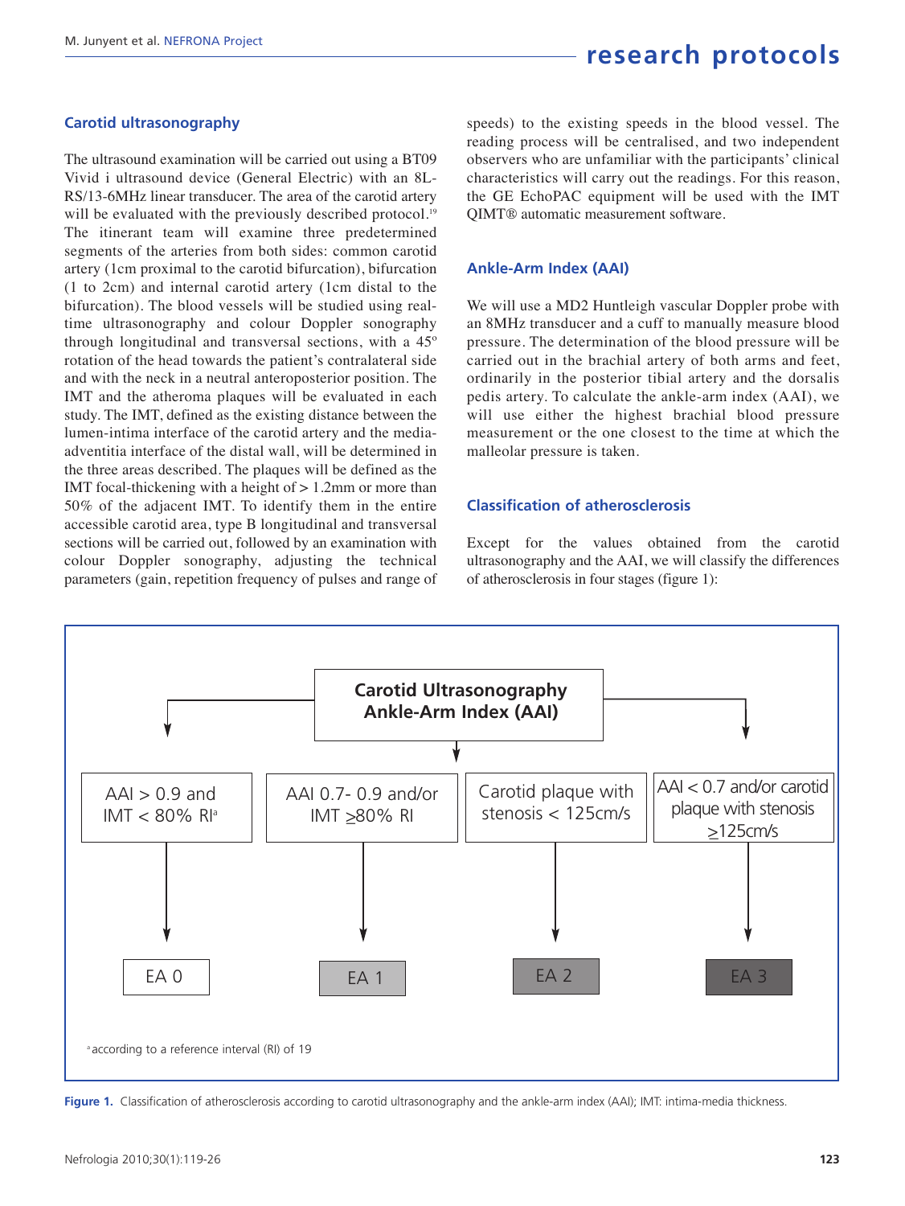## Carotid ultrasonography

The ultrasound examination will be carried out using a BT09 Vivid i ultrasound device (General Electric) with an 8L-RS/13-6MHz linear transducer. The area of the carotid artery will be evaluated with the previously described protocol.[19] The itinerant team will examine three predetermined segments of the arteries from both sides: common carotid artery (1cm proximal to the carotid bifurcation), bifurcation (1 to 2cm) and internal carotid artery (1cm distal to the bifurcation). The blood vessels will be studied using real-time ultrasonography and colour Doppler sonography through longitudinal and transversal sections, with a 45º rotation of the head towards the patient's contralateral side and with the neck in a neutral anteroposterior position. The IMT and the atheroma plaques will be evaluated in each study. The IMT, defined as the existing distance between the lumen-intima interface of the carotid artery and the media-adventitia interface of the distal wall, will be determined in the three areas described. The plaques will be defined as the IMT focal-thickening with a height of > 1.2mm or more than 50% of the adjacent IMT. To identify them in the entire accessible carotid area, type B longitudinal and transversal sections will be carried out, followed by an examination with colour Doppler sonography, adjusting the technical parameters (gain, repetition frequency of pulses and range of speeds) to the existing speeds in the blood vessel. The reading process will be centralised, and two independent observers who are unfamiliar with the participants' clinical characteristics will carry out the readings. For this reason, the GE EchoPAC equipment will be used with the IMT QIMT® automatic measurement software.

## Ankle-Arm Index (AAI)

We will use a MD2 Huntleigh vascular Doppler probe with an 8MHz transducer and a cuff to manually measure blood pressure. The determination of the blood pressure will be carried out in the brachial artery of both arms and feet, ordinarily in the posterior tibial artery and the dorsalis pedis artery. To calculate the ankle-arm index (AAI), we will use either the highest brachial blood pressure measurement or the one closest to the time at which the malleolar pressure is taken.

## Classification of atherosclerosis

Except for the values obtained from the carotid ultrasonography and the AAI, we will classify the differences of atherosclerosis in four stages (figure 1):

**Carotid Ultrasonography / Ankle-Arm Index (AAI)**

| Criteria | Stage |
|---|---|
| AAI > 0.9 and IMT < 80% RI[a] | EA 0 |
| AAI 0.7- 0.9 and/or IMT ≥80% RI | EA 1 |
| Carotid plaque with stenosis < 125cm/s | EA 2 |
| AAI < 0.7 and/or carotid plaque with stenosis ≥125cm/s | EA 3 |

[a] according to a reference interval (RI) of 19

**Figure 1.** Classification of atherosclerosis according to carotid ultrasonography and the ankle-arm index (AAI); IMT: intima-media thickness.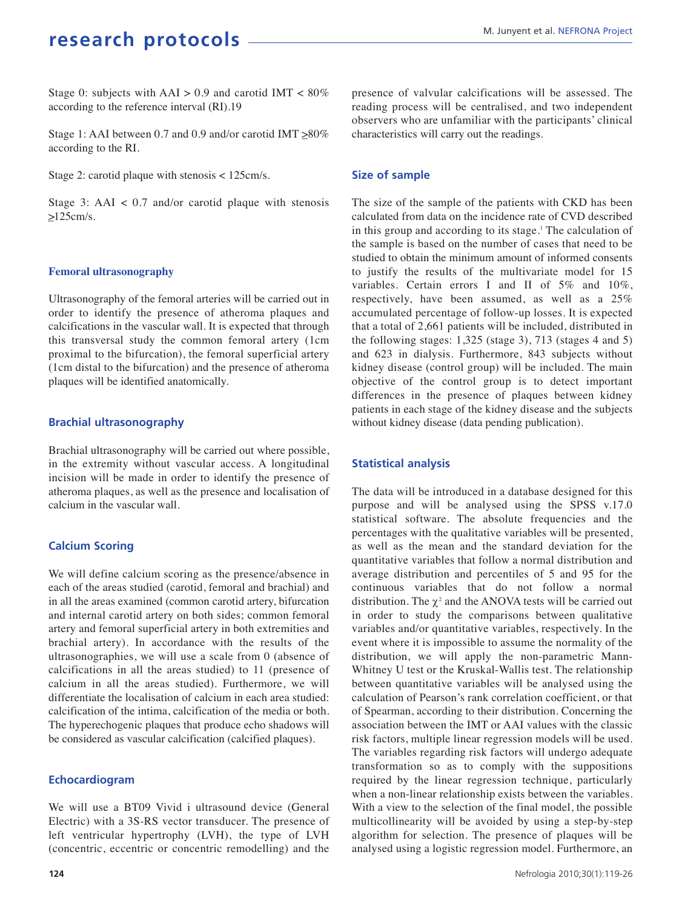Stage 0: subjects with AAI > 0.9 and carotid IMT < 80% according to the reference interval (RI).19

Stage 1: AAI between 0.7 and 0.9 and/or carotid IMT ≥80% according to the RI.

Stage 2: carotid plaque with stenosis < 125cm/s.

Stage 3: AAI < 0.7 and/or carotid plaque with stenosis ≥125cm/s.

### Femoral ultrasonography

Ultrasonography of the femoral arteries will be carried out in order to identify the presence of atheroma plaques and calcifications in the vascular wall. It is expected that through this transversal study the common femoral artery (1cm proximal to the bifurcation), the femoral superficial artery (1cm distal to the bifurcation) and the presence of atheroma plaques will be identified anatomically.

### Brachial ultrasonography

Brachial ultrasonography will be carried out where possible, in the extremity without vascular access. A longitudinal incision will be made in order to identify the presence of atheroma plaques, as well as the presence and localisation of calcium in the vascular wall.

### Calcium Scoring

We will define calcium scoring as the presence/absence in each of the areas studied (carotid, femoral and brachial) and in all the areas examined (common carotid artery, bifurcation and internal carotid artery on both sides; common femoral artery and femoral superficial artery in both extremities and brachial artery). In accordance with the results of the ultrasonographies, we will use a scale from 0 (absence of calcifications in all the areas studied) to 11 (presence of calcium in all the areas studied). Furthermore, we will differentiate the localisation of calcium in each area studied: calcification of the intima, calcification of the media or both. The hyperechogenic plaques that produce echo shadows will be considered as vascular calcification (calcified plaques).

### Echocardiogram

We will use a BT09 Vivid i ultrasound device (General Electric) with a 3S-RS vector transducer. The presence of left ventricular hypertrophy (LVH), the type of LVH (concentric, eccentric or concentric remodelling) and the presence of valvular calcifications will be assessed. The reading process will be centralised, and two independent observers who are unfamiliar with the participants' clinical characteristics will carry out the readings.

### Size of sample

The size of the sample of the patients with CKD has been calculated from data on the incidence rate of CVD described in this group and according to its stage.[1] The calculation of the sample is based on the number of cases that need to be studied to obtain the minimum amount of informed consents to justify the results of the multivariate model for 15 variables. Certain errors I and II of 5% and 10%, respectively, have been assumed, as well as a 25% accumulated percentage of follow-up losses. It is expected that a total of 2,661 patients will be included, distributed in the following stages: 1,325 (stage 3), 713 (stages 4 and 5) and 623 in dialysis. Furthermore, 843 subjects without kidney disease (control group) will be included. The main objective of the control group is to detect important differences in the presence of plaques between kidney patients in each stage of the kidney disease and the subjects without kidney disease (data pending publication).

### Statistical analysis

The data will be introduced in a database designed for this purpose and will be analysed using the SPSS v.17.0 statistical software. The absolute frequencies and the percentages with the qualitative variables will be presented, as well as the mean and the standard deviation for the quantitative variables that follow a normal distribution and average distribution and percentiles of 5 and 95 for the continuous variables that do not follow a normal distribution. The $\chi^2$ and the ANOVA tests will be carried out in order to study the comparisons between qualitative variables and/or quantitative variables, respectively. In the event where it is impossible to assume the normality of the distribution, we will apply the non-parametric Mann-Whitney U test or the Kruskal-Wallis test. The relationship between quantitative variables will be analysed using the calculation of Pearson's rank correlation coefficient, or that of Spearman, according to their distribution. Concerning the association between the IMT or AAI values with the classic risk factors, multiple linear regression models will be used. The variables regarding risk factors will undergo adequate transformation so as to comply with the suppositions required by the linear regression technique, particularly when a non-linear relationship exists between the variables. With a view to the selection of the final model, the possible multicollinearity will be avoided by using a step-by-step algorithm for selection. The presence of plaques will be analysed using a logistic regression model. Furthermore, an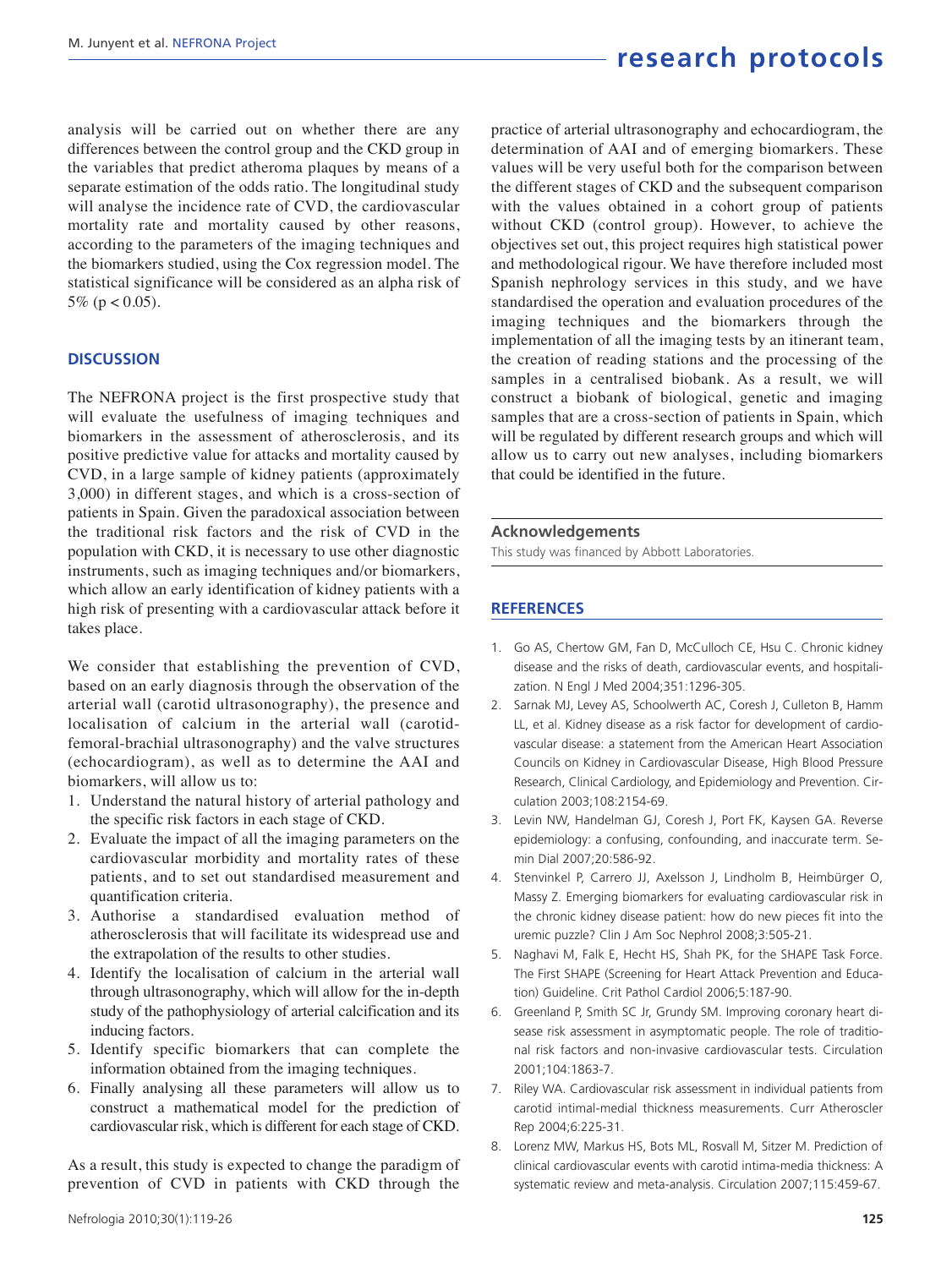analysis will be carried out on whether there are any differences between the control group and the CKD group in the variables that predict atheroma plaques by means of a separate estimation of the odds ratio. The longitudinal study will analyse the incidence rate of CVD, the cardiovascular mortality rate and mortality caused by other reasons, according to the parameters of the imaging techniques and the biomarkers studied, using the Cox regression model. The statistical significance will be considered as an alpha risk of 5% ($p < 0.05$).

## DISCUSSION

The NEFRONA project is the first prospective study that will evaluate the usefulness of imaging techniques and biomarkers in the assessment of atherosclerosis, and its positive predictive value for attacks and mortality caused by CVD, in a large sample of kidney patients (approximately 3,000) in different stages, and which is a cross-section of patients in Spain. Given the paradoxical association between the traditional risk factors and the risk of CVD in the population with CKD, it is necessary to use other diagnostic instruments, such as imaging techniques and/or biomarkers, which allow an early identification of kidney patients with a high risk of presenting with a cardiovascular attack before it takes place.

We consider that establishing the prevention of CVD, based on an early diagnosis through the observation of the arterial wall (carotid ultrasonography), the presence and localisation of calcium in the arterial wall (carotid-femoral-brachial ultrasonography) and the valve structures (echocardiogram), as well as to determine the AAI and biomarkers, will allow us to:

1. Understand the natural history of arterial pathology and the specific risk factors in each stage of CKD.
2. Evaluate the impact of all the imaging parameters on the cardiovascular morbidity and mortality rates of these patients, and to set out standardised measurement and quantification criteria.
3. Authorise a standardised evaluation method of atherosclerosis that will facilitate its widespread use and the extrapolation of the results to other studies.
4. Identify the localisation of calcium in the arterial wall through ultrasonography, which will allow for the in-depth study of the pathophysiology of arterial calcification and its inducing factors.
5. Identify specific biomarkers that can complete the information obtained from the imaging techniques.
6. Finally analysing all these parameters will allow us to construct a mathematical model for the prediction of cardiovascular risk, which is different for each stage of CKD.

As a result, this study is expected to change the paradigm of prevention of CVD in patients with CKD through the practice of arterial ultrasonography and echocardiogram, the determination of AAI and of emerging biomarkers. These values will be very useful both for the comparison between the different stages of CKD and the subsequent comparison with the values obtained in a cohort group of patients without CKD (control group). However, to achieve the objectives set out, this project requires high statistical power and methodological rigour. We have therefore included most Spanish nephrology services in this study, and we have standardised the operation and evaluation procedures of the imaging techniques and the biomarkers through the implementation of all the imaging tests by an itinerant team, the creation of reading stations and the processing of the samples in a centralised biobank. As a result, we will construct a biobank of biological, genetic and imaging samples that are a cross-section of patients in Spain, which will be regulated by different research groups and which will allow us to carry out new analyses, including biomarkers that could be identified in the future.

### Acknowledgements

This study was financed by Abbott Laboratories.

## REFERENCES

1. Go AS, Chertow GM, Fan D, McCulloch CE, Hsu C. Chronic kidney disease and the risks of death, cardiovascular events, and hospitalization. N Engl J Med 2004;351:1296-305.
2. Sarnak MJ, Levey AS, Schoolwerth AC, Coresh J, Culleton B, Hamm LL, et al. Kidney disease as a risk factor for development of cardiovascular disease: a statement from the American Heart Association Councils on Kidney in Cardiovascular Disease, High Blood Pressure Research, Clinical Cardiology, and Epidemiology and Prevention. Circulation 2003;108:2154-69.
3. Levin NW, Handelman GJ, Coresh J, Port FK, Kaysen GA. Reverse epidemiology: a confusing, confounding, and inaccurate term. Semin Dial 2007;20:586-92.
4. Stenvinkel P, Carrero JJ, Axelsson J, Lindholm B, Heimbürger O, Massy Z. Emerging biomarkers for evaluating cardiovascular risk in the chronic kidney disease patient: how do new pieces fit into the uremic puzzle? Clin J Am Soc Nephrol 2008;3:505-21.
5. Naghavi M, Falk E, Hecht HS, Shah PK, for the SHAPE Task Force. The First SHAPE (Screening for Heart Attack Prevention and Education) Guideline. Crit Pathol Cardiol 2006;5:187-90.
6. Greenland P, Smith SC Jr, Grundy SM. Improving coronary heart disease risk assessment in asymptomatic people. The role of traditional risk factors and non-invasive cardiovascular tests. Circulation 2001;104:1863-7.
7. Riley WA. Cardiovascular risk assessment in individual patients from carotid intimal-medial thickness measurements. Curr Atheroscler Rep 2004;6:225-31.
8. Lorenz MW, Markus HS, Bots ML, Rosvall M, Sitzer M. Prediction of clinical cardiovascular events with carotid intima-media thickness: A systematic review and meta-analysis. Circulation 2007;115:459-67.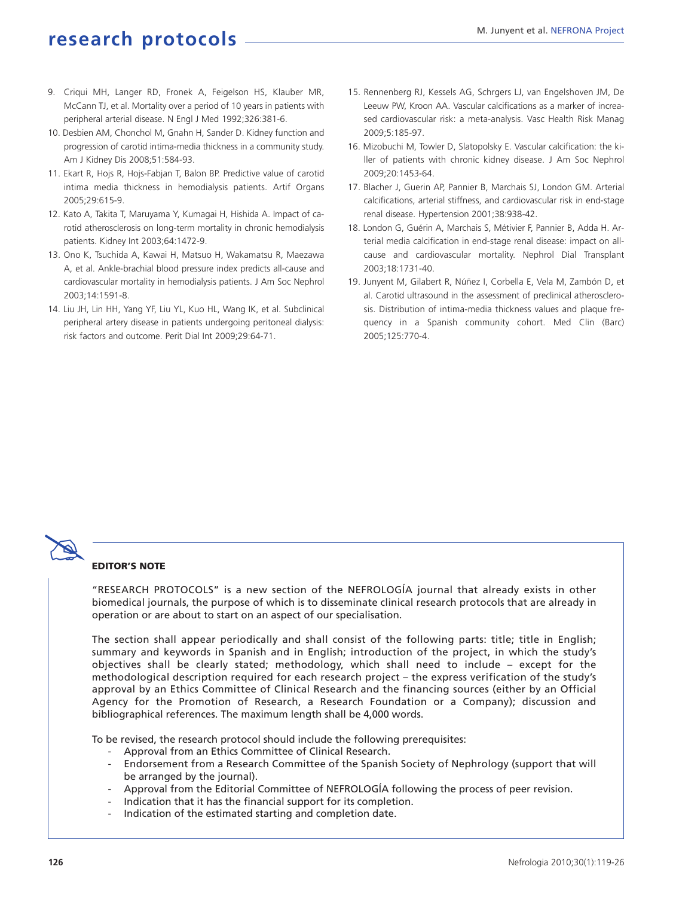9. Criqui MH, Langer RD, Fronek A, Feigelson HS, Klauber MR, McCann TJ, et al. Mortality over a period of 10 years in patients with peripheral arterial disease. N Engl J Med 1992;326:381-6.
10. Desbien AM, Chonchol M, Gnahn H, Sander D. Kidney function and progression of carotid intima-media thickness in a community study. Am J Kidney Dis 2008;51:584-93.
11. Ekart R, Hojs R, Hojs-Fabjan T, Balon BP. Predictive value of carotid intima media thickness in hemodialysis patients. Artif Organs 2005;29:615-9.
12. Kato A, Takita T, Maruyama Y, Kumagai H, Hishida A. Impact of carotid atherosclerosis on long-term mortality in chronic hemodialysis patients. Kidney Int 2003;64:1472-9.
13. Ono K, Tsuchida A, Kawai H, Matsuo H, Wakamatsu R, Maezawa A, et al. Ankle-brachial blood pressure index predicts all-cause and cardiovascular mortality in hemodialysis patients. J Am Soc Nephrol 2003;14:1591-8.
14. Liu JH, Lin HH, Yang YF, Liu YL, Kuo HL, Wang IK, et al. Subclinical peripheral artery disease in patients undergoing peritoneal dialysis: risk factors and outcome. Perit Dial Int 2009;29:64-71.
15. Rennenberg RJ, Kessels AG, Schrgers LJ, van Engelshoven JM, De Leeuw PW, Kroon AA. Vascular calcifications as a marker of increased cardiovascular risk: a meta-analysis. Vasc Health Risk Manag 2009;5:185-97.
16. Mizobuchi M, Towler D, Slatopolsky E. Vascular calcification: the killer of patients with chronic kidney disease. J Am Soc Nephrol 2009;20:1453-64.
17. Blacher J, Guerin AP, Pannier B, Marchais SJ, London GM. Arterial calcifications, arterial stiffness, and cardiovascular risk in end-stage renal disease. Hypertension 2001;38:938-42.
18. London G, Guérin A, Marchais S, Métivier F, Pannier B, Adda H. Arterial media calcification in end-stage renal disease: impact on all-cause and cardiovascular mortality. Nephrol Dial Transplant 2003;18:1731-40.
19. Junyent M, Gilabert R, Núñez I, Corbella E, Vela M, Zambón D, et al. Carotid ultrasound in the assessment of preclinical atherosclerosis. Distribution of intima-media thickness values and plaque frequency in a Spanish community cohort. Med Clin (Barc) 2005;125:770-4.

**EDITOR'S NOTE**

"RESEARCH PROTOCOLS" is a new section of the NEFROLOGÍA journal that already exists in other biomedical journals, the purpose of which is to disseminate clinical research protocols that are already in operation or are about to start on an aspect of our specialisation.

The section shall appear periodically and shall consist of the following parts: title; title in English; summary and keywords in Spanish and in English; introduction of the project, in which the study's objectives shall be clearly stated; methodology, which shall need to include – except for the methodological description required for each research project – the express verification of the study's approval by an Ethics Committee of Clinical Research and the financing sources (either by an Official Agency for the Promotion of Research, a Research Foundation or a Company); discussion and bibliographical references. The maximum length shall be 4,000 words.

To be revised, the research protocol should include the following prerequisites:

- Approval from an Ethics Committee of Clinical Research.
- Endorsement from a Research Committee of the Spanish Society of Nephrology (support that will be arranged by the journal).
- Approval from the Editorial Committee of NEFROLOGÍA following the process of peer revision.
- Indication that it has the financial support for its completion.
- Indication of the estimated starting and completion date.